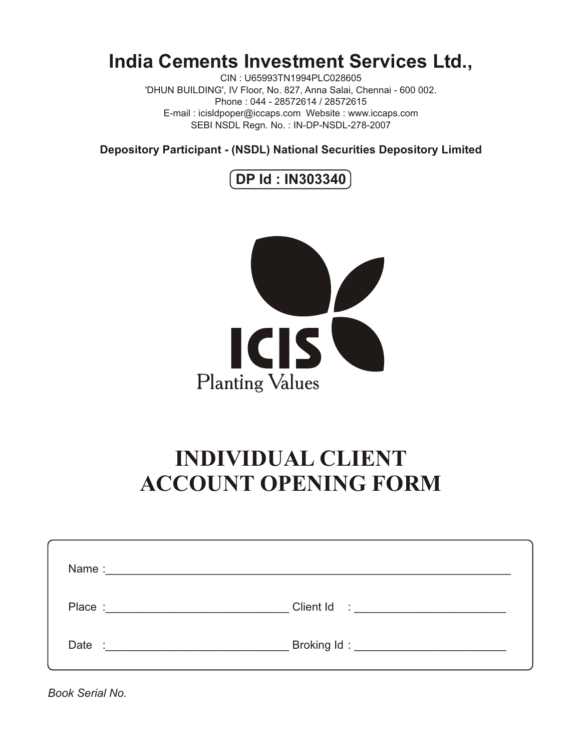# India Cements Investment Services Ltd.,

CIN : U65993TN1994PLC028605

'DHUN BUILDING', IV Floor, No. 827, Anna Salai, Chennai - 600 002.

Phone : 044 - 28572614 / 28572615

E-mail : icisldpoper@iccaps.com Website : www.iccaps.com

SEBI NSDL Regn. No. : IN-DP-NSDL-278-2007

**Depository Participant - (NSDL) National Securities Depository Limited**

**DP Id : IN303340**

ICIS

Planting Values

# INDIVIDUAL CLIENT ACCOUNT OPENING FORM

Name :_______________________________________________________________

Place :_____________________________ Client Id : ________________________

Date :_____________________________ Broking Id : ________________________

*Book Serial No.*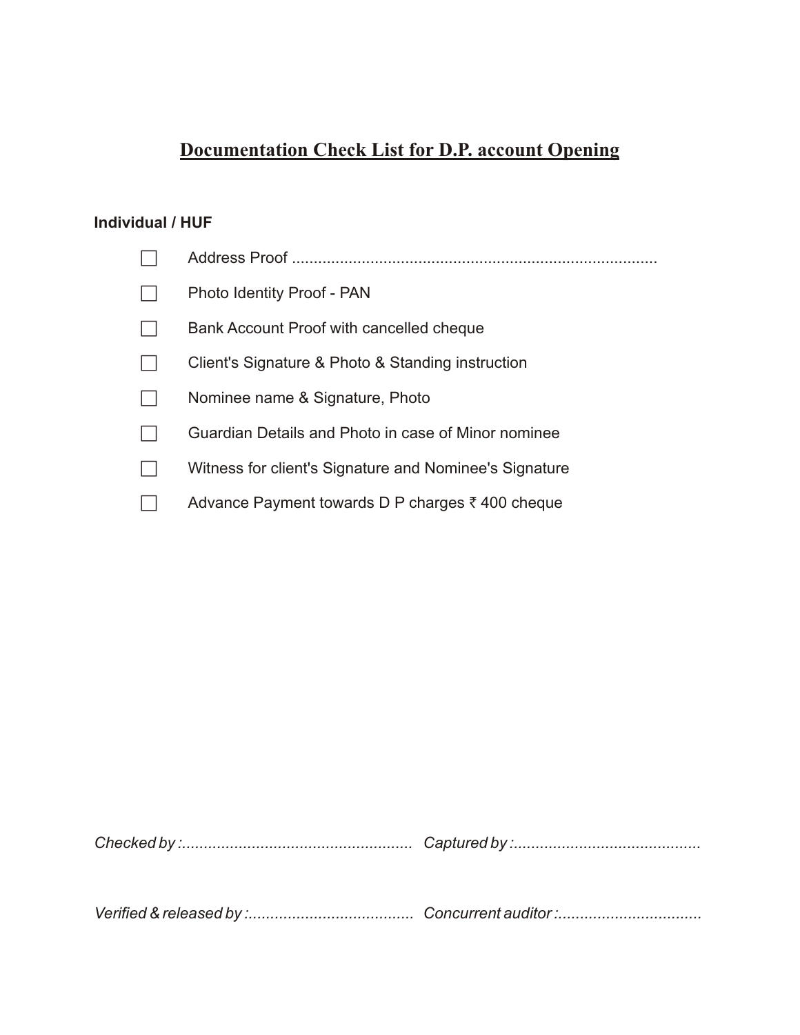# Documentation Check List for D.P. account Opening

**Individual / HUF**

- [ ] Address Proof ......................................................................................
- [ ] Photo Identity Proof - PAN
- [ ] Bank Account Proof with cancelled cheque
- [ ] Client's Signature & Photo & Standing instruction
- [ ] Nominee name & Signature, Photo
- [ ] Guardian Details and Photo in case of Minor nominee
- [ ] Witness for client's Signature and Nominee's Signature
- [ ] Advance Payment towards D P charges ₹ 400 cheque

*Checked by :.....................................................* *Captured by :...........................................*

*Verified & released by :......................................* *Concurrent auditor :.................................*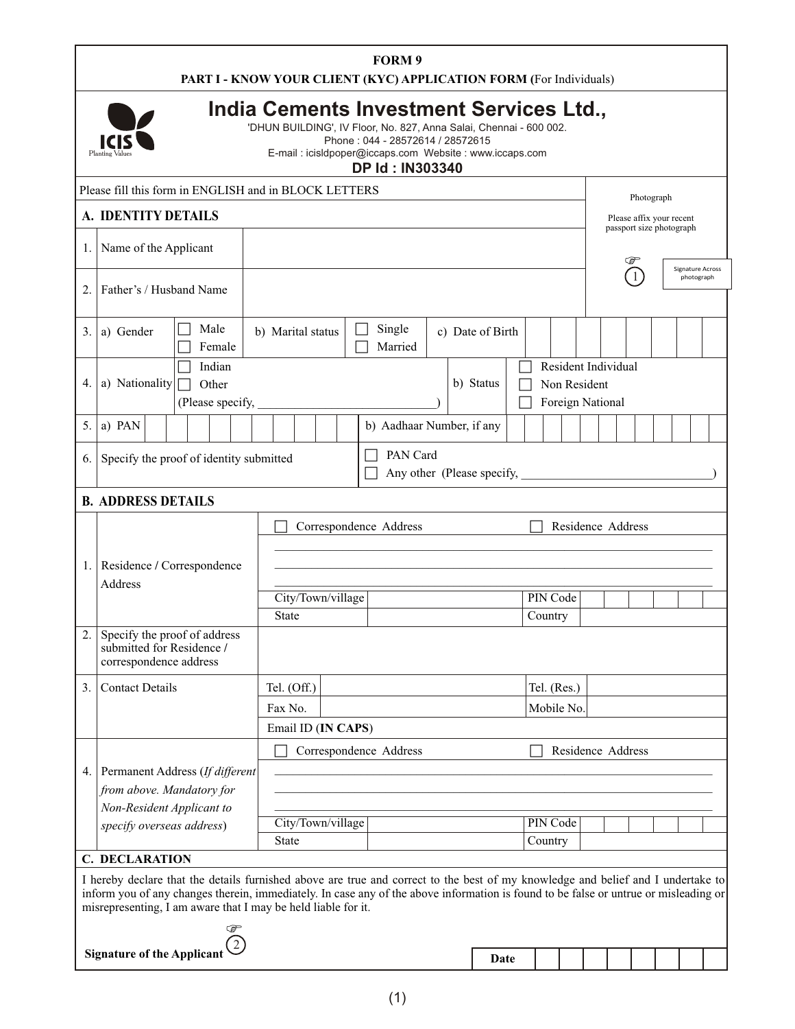**FORM 9**

**PART I - KNOW YOUR CLIENT (KYC) APPLICATION FORM (**For Individuals)

# India Cements Investment Services Ltd.,

'DHUN BUILDING', IV Floor, No. 827, Anna Salai, Chennai - 600 002.
Phone : 044 - 28572614 / 28572615
E-mail : icisldpoper@iccaps.com Website : www.iccaps.com

**DP Id : IN303340**

Please fill this form in ENGLISH and in BLOCK LETTERS

Photograph

Please affix your recent passport size photograph

① Signature Across photograph

## A. IDENTITY DETAILS

| | | |
|---|---|---|
| 1. | Name of the Applicant | |
| 2. | Father's / Husband Name | |
| 3. | a) Gender ☐ Male ☐ Female | b) Marital status ☐ Single ☐ Married &nbsp; c) Date of Birth |
| 4. | a) Nationality ☐ Indian ☐ Other (Please specify, ______________________) | b) Status ☐ Resident Individual ☐ Non Resident ☐ Foreign National |
| 5. | a) PAN | b) Aadhaar Number, if any |
| 6. | Specify the proof of identity submitted | ☐ PAN Card ☐ Any other (Please specify, ______________________) |

## B. ADDRESS DETAILS

| | | |
|---|---|---|
| 1. | Residence / Correspondence Address | ☐ Correspondence Address ☐ Residence Address <br> City/Town/village &nbsp; PIN Code <br> State &nbsp; Country |
| 2. | Specify the proof of address submitted for Residence / correspondence address | |
| 3. | Contact Details | Tel. (Off.) &nbsp; Tel. (Res.) <br> Fax No. &nbsp; Mobile No. <br> Email ID (**IN CAPS**) |
| 4. | Permanent Address (*If different from above. Mandatory for Non-Resident Applicant to specify overseas address*) | ☐ Correspondence Address ☐ Residence Address <br> City/Town/village &nbsp; PIN Code <br> State &nbsp; Country |

## C. DECLARATION

I hereby declare that the details furnished above are true and correct to the best of my knowledge and belief and I undertake to inform you of any changes therein, immediately. In case any of the above information is found to be false or untrue or misleading or misrepresenting, I am aware that I may be held liable for it.

**Signature of the Applicant** ②

**Date**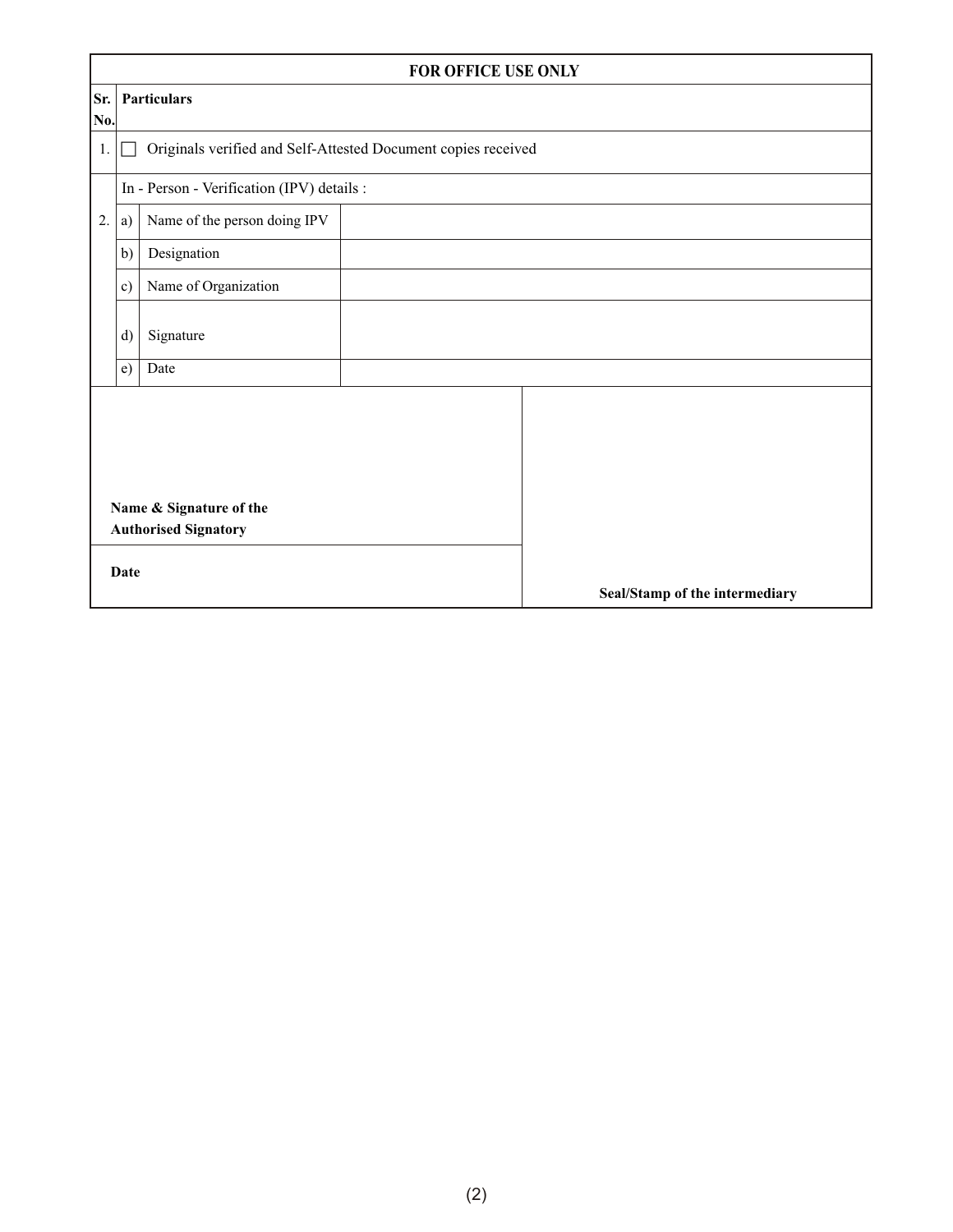## FOR OFFICE USE ONLY

| Sr. No. | Particulars | | |
|---|---|---|---|
| 1. | ☐ Originals verified and Self-Attested Document copies received | | |
| 2. | In - Person - Verification (IPV) details : | | |
| | a) | Name of the person doing IPV | |
| | b) | Designation | |
| | c) | Name of Organization | |
| | d) | Signature | |
| | e) | Date | |

| | |
|---|---|
| **Name & Signature of the Authorised Signatory** | |
| **Date** | **Seal/Stamp of the intermediary** |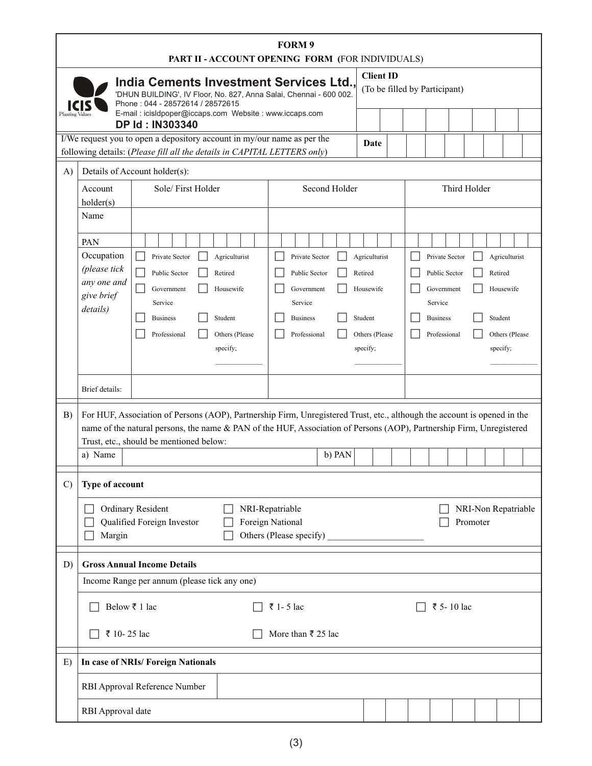# FORM 9

## PART II - ACCOUNT OPENING FORM (FOR INDIVIDUALS)

**India Cements Investment Services Ltd.,**
'DHUN BUILDING', IV Floor, No. 827, Anna Salai, Chennai - 600 002.
Phone : 044 - 28572614 / 28572615
E-mail : icisldpoper@iccaps.com Website : www.iccaps.com
**DP Id : IN303340**

ICIS Planting Values

**Client ID**
(To be filled by Participant)

| | | | | | | | |
|---|---|---|---|---|---|---|---|
| | | | | | | | |

I/We request you to open a depository account in my/our name as per the following details: (*Please fill all the details in CAPITAL LETTERS only*)

**Date** | | | | | | | | |

**A)** Details of Account holder(s):

| Account holder(s) | Sole/ First Holder | Second Holder | Third Holder |
|---|---|---|---|
| Name | | | |
| PAN | | | |
| Occupation (*please tick any one and give brief details*) | ☐ Private Sector ☐ Agriculturist ☐ Public Sector ☐ Retired ☐ Government Service ☐ Housewife ☐ Business ☐ Student ☐ Professional ☐ Others (Please specify; ________) | ☐ Private Sector ☐ Agriculturist ☐ Public Sector ☐ Retired ☐ Government Service ☐ Housewife ☐ Business ☐ Student ☐ Professional ☐ Others (Please specify; ________) | ☐ Private Sector ☐ Agriculturist ☐ Public Sector ☐ Retired ☐ Government Service ☐ Housewife ☐ Business ☐ Student ☐ Professional ☐ Others (Please specify; ________) |
| Brief details: | | | |

**B)** For HUF, Association of Persons (AOP), Partnership Firm, Unregistered Trust, etc., although the account is opened in the name of the natural persons, the name & PAN of the HUF, Association of Persons (AOP), Partnership Firm, Unregistered Trust, etc., should be mentioned below:

a) Name ____________________ b) PAN ____________________

**C) Type of account**

☐ Ordinary Resident ☐ NRI-Repatriable ☐ NRI-Non Repatriable
☐ Qualified Foreign Investor ☐ Foreign National ☐ Promoter
☐ Margin ☐ Others (Please specify) ____________________

**D) Gross Annual Income Details**

Income Range per annum (please tick any one)

☐ Below ₹ 1 lac ☐ ₹ 1- 5 lac ☐ ₹ 5- 10 lac
☐ ₹ 10- 25 lac ☐ More than ₹ 25 lac

**E) In case of NRIs/ Foreign Nationals**

| | |
|---|---|
| RBI Approval Reference Number | |
| RBI Approval date | |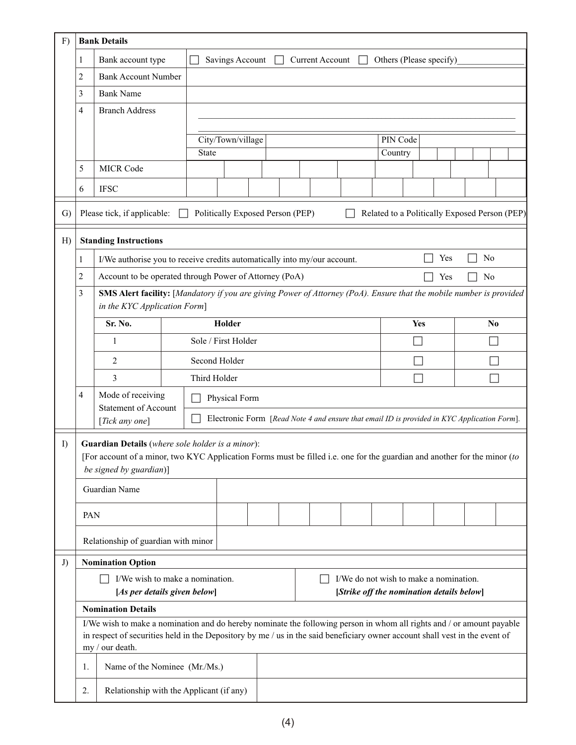## F) Bank Details

| | | |
|---|---|---|
| 1 | Bank account type | ☐ Savings Account ☐ Current Account ☐ Others (Please specify)_______________ |
| 2 | Bank Account Number | |
| 3 | Bank Name | |
| 4 | Branch Address | ______________________________ <br> ______________________________ <br> City/Town/village ____ PIN Code ____ <br> State ____ Country ____ |
| 5 | MICR Code | |
| 6 | IFSC | |

## G)

Please tick, if applicable: ☐ Politically Exposed Person (PEP) ☐ Related to a Politically Exposed Person (PEP)

## H) Standing Instructions

| | | |
|---|---|---|
| 1 | I/We authorise you to receive credits automatically into my/our account. | ☐ Yes ☐ No |
| 2 | Account to be operated through Power of Attorney (PoA) | ☐ Yes ☐ No |

3. **SMS Alert facility:** [*Mandatory if you are giving Power of Attorney (PoA). Ensure that the mobile number is provided in the KYC Application Form*]

| Sr. No. | Holder | Yes | No |
|---|---|---|---|
| 1 | Sole / First Holder | ☐ | ☐ |
| 2 | Second Holder | ☐ | ☐ |
| 3 | Third Holder | ☐ | ☐ |

4. Mode of receiving Statement of Account [*Tick any one*]
   - ☐ Physical Form
   - ☐ Electronic Form [*Read Note 4 and ensure that email ID is provided in KYC Application Form*].

## I) Guardian Details (*where sole holder is a minor*):

[For account of a minor, two KYC Application Forms must be filled i.e. one for the guardian and another for the minor (*to be signed by guardian*)]

| | |
|---|---|
| Guardian Name | |
| PAN | |
| Relationship of guardian with minor | |

## J) Nomination Option

| | |
|---|---|
| ☐ I/We wish to make a nomination. **[*As per details given below*]** | ☐ I/We do not wish to make a nomination. **[*Strike off the nomination details below*]** |

**Nomination Details**

I/We wish to make a nomination and do hereby nominate the following person in whom all rights and / or amount payable in respect of securities held in the Depository by me / us in the said beneficiary owner account shall vest in the event of my / our death.

| | | |
|---|---|---|
| 1. | Name of the Nominee (Mr./Ms.) | |
| 2. | Relationship with the Applicant (if any) | |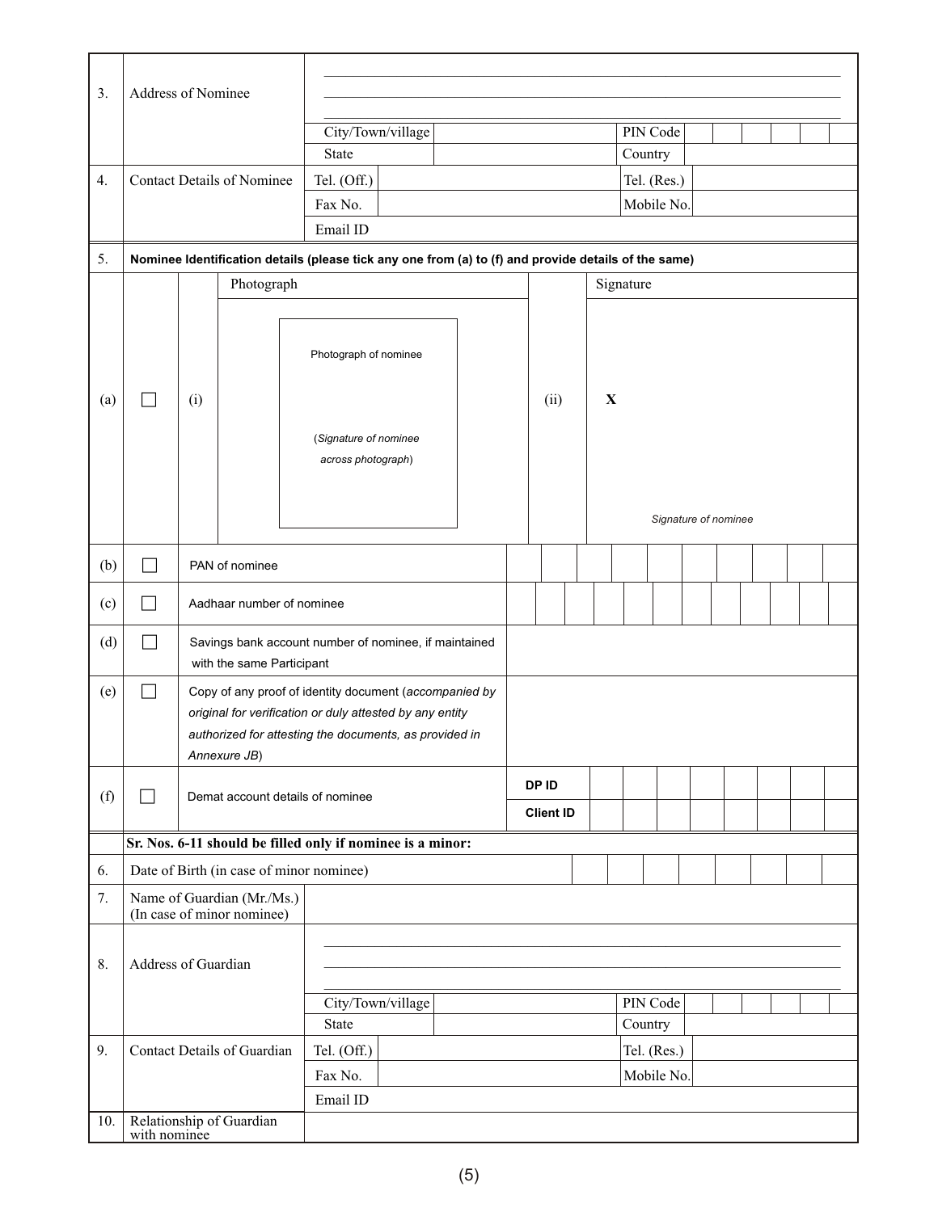| 3. | Address of Nominee | | | | |
|---|---|---|---|---|---|
| | | City/Town/village | | PIN Code | |
| | | State | | Country | |
| 4. | Contact Details of Nominee | Tel. (Off.) | | Tel. (Res.) | |
| | | Fax No. | | Mobile No. | |
| | | Email ID | | | |

| 5. | Nominee Identification details (please tick any one from (a) to (f) and provide details of the same) | | | |
|---|---|---|---|---|
| (a) | ☐ | (i) Photograph: Photograph of nominee (*Signature of nominee across photograph*) | (ii) Signature: X *Signature of nominee* | |
| (b) | ☐ | PAN of nominee | | |
| (c) | ☐ | Aadhaar number of nominee | | |
| (d) | ☐ | Savings bank account number of nominee, if maintained with the same Participant | | |
| (e) | ☐ | Copy of any proof of identity document (*accompanied by original for verification or duly attested by any entity authorized for attesting the documents, as provided in Annexure JB*) | | |
| (f) | ☐ | Demat account details of nominee | DP ID | |
| | | | Client ID | |

**Sr. Nos. 6-11 should be filled only if nominee is a minor:**

| 6. | Date of Birth (in case of minor nominee) | | | | |
|---|---|---|---|---|---|
| 7. | Name of Guardian (Mr./Ms.) (In case of minor nominee) | | | | |
| 8. | Address of Guardian | | | | |
| | | City/Town/village | | PIN Code | |
| | | State | | Country | |
| 9. | Contact Details of Guardian | Tel. (Off.) | | Tel. (Res.) | |
| | | Fax No. | | Mobile No. | |
| | | Email ID | | | |
| 10. | Relationship of Guardian with nominee | | | | |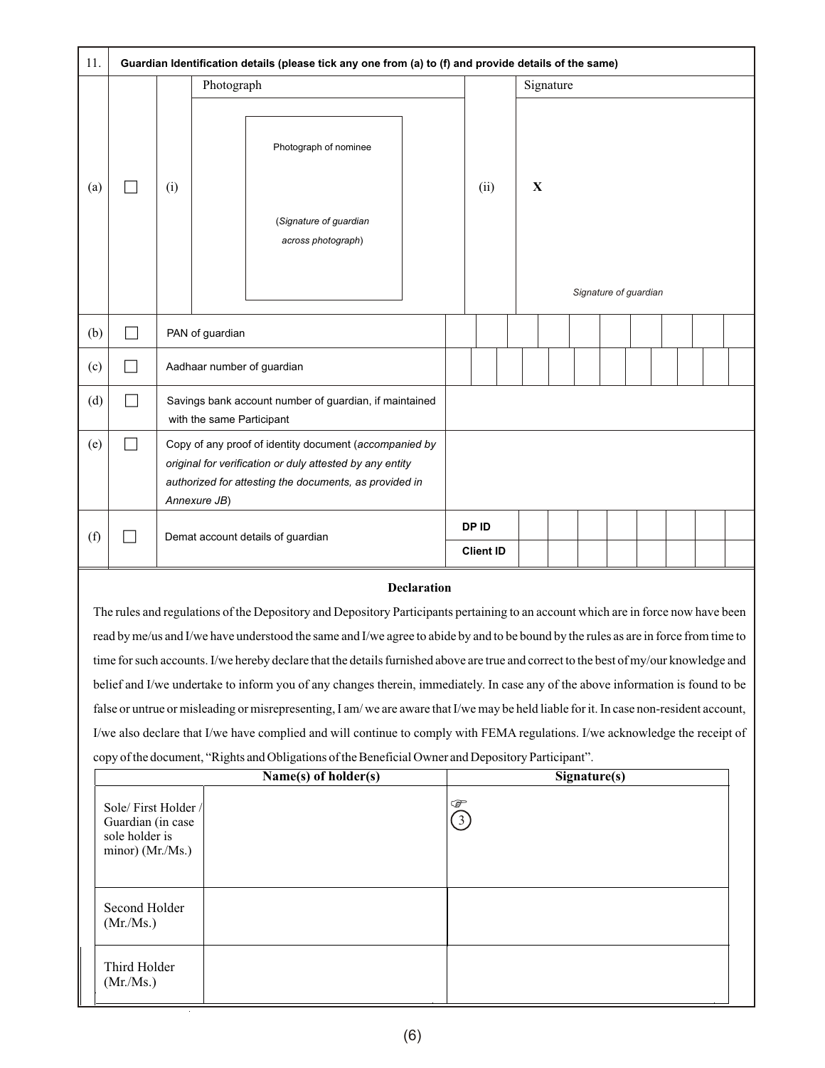| 11. | Guardian Identification details (please tick any one from (a) to (f) and provide details of the same) | | | | |
|---|---|---|---|---|---|
| (a) | ☐ | (i) | Photograph<br>Photograph of nominee<br>(*Signature of guardian across photograph*) | (ii) | Signature<br>**X**<br>*Signature of guardian* |
| (b) | ☐ | PAN of guardian | | | |
| (c) | ☐ | Aadhaar number of guardian | | | |
| (d) | ☐ | Savings bank account number of guardian, if maintained with the same Participant | | | |
| (e) | ☐ | Copy of any proof of identity document (*accompanied by original for verification or duly attested by any entity authorized for attesting the documents, as provided in Annexure JB*) | | | |
| (f) | ☐ | Demat account details of guardian | **DP ID** | | |
| | | | **Client ID** | | |

**Declaration**

The rules and regulations of the Depository and Depository Participants pertaining to an account which are in force now have been read by me/us and I/we have understood the same and I/we agree to abide by and to be bound by the rules as are in force from time to time for such accounts. I/we hereby declare that the details furnished above are true and correct to the best of my/our knowledge and belief and I/we undertake to inform you of any changes therein, immediately. In case any of the above information is found to be false or untrue or misleading or misrepresenting, I am/ we are aware that I/we may be held liable for it. In case non-resident account, I/we also declare that I/we have complied and will continue to comply with FEMA regulations. I/we acknowledge the receipt of copy of the document, "Rights and Obligations of the Beneficial Owner and Depository Participant".

| | Name(s) of holder(s) | Signature(s) |
|---|---|---|
| Sole/ First Holder / Guardian (in case sole holder is minor) (Mr./Ms.) | | ☞ ③ |
| Second Holder (Mr./Ms.) | | |
| Third Holder (Mr./Ms.) | | |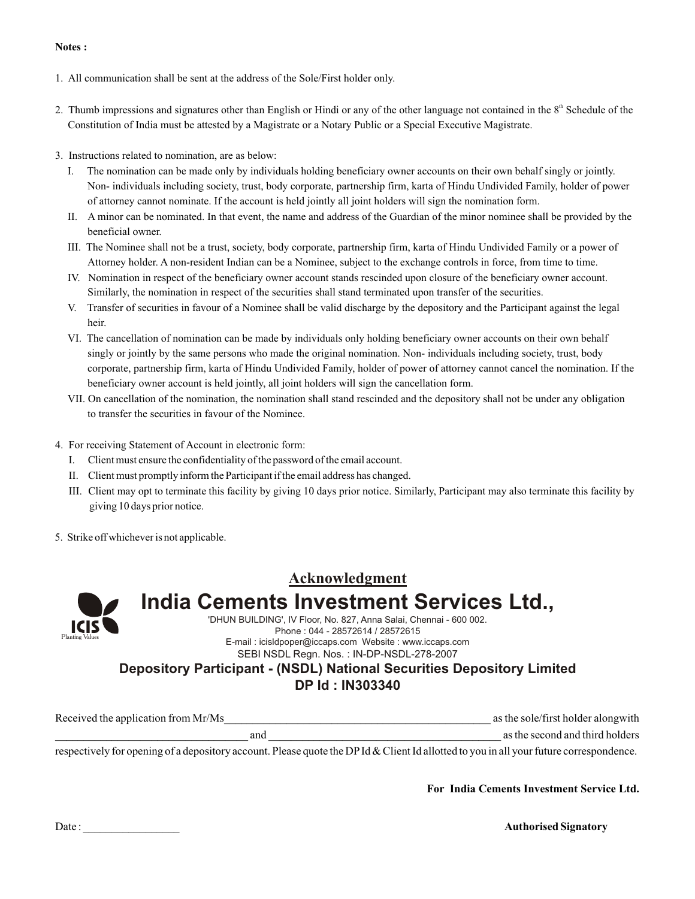**Notes :**

1. All communication shall be sent at the address of the Sole/First holder only.

2. Thumb impressions and signatures other than English or Hindi or any of the other language not contained in the 8th Schedule of the Constitution of India must be attested by a Magistrate or a Notary Public or a Special Executive Magistrate.

3. Instructions related to nomination, are as below:
   - I. The nomination can be made only by individuals holding beneficiary owner accounts on their own behalf singly or jointly. Non- individuals including society, trust, body corporate, partnership firm, karta of Hindu Undivided Family, holder of power of attorney cannot nominate. If the account is held jointly all joint holders will sign the nomination form.
   - II. A minor can be nominated. In that event, the name and address of the Guardian of the minor nominee shall be provided by the beneficial owner.
   - III. The Nominee shall not be a trust, society, body corporate, partnership firm, karta of Hindu Undivided Family or a power of Attorney holder. A non-resident Indian can be a Nominee, subject to the exchange controls in force, from time to time.
   - IV. Nomination in respect of the beneficiary owner account stands rescinded upon closure of the beneficiary owner account. Similarly, the nomination in respect of the securities shall stand terminated upon transfer of the securities.
   - V. Transfer of securities in favour of a Nominee shall be valid discharge by the depository and the Participant against the legal heir.
   - VI. The cancellation of nomination can be made by individuals only holding beneficiary owner accounts on their own behalf singly or jointly by the same persons who made the original nomination. Non- individuals including society, trust, body corporate, partnership firm, karta of Hindu Undivided Family, holder of power of attorney cannot cancel the nomination. If the beneficiary owner account is held jointly, all joint holders will sign the cancellation form.
   - VII. On cancellation of the nomination, the nomination shall stand rescinded and the depository shall not be under any obligation to transfer the securities in favour of the Nominee.

4. For receiving Statement of Account in electronic form:
   - I. Client must ensure the confidentiality of the password of the email account.
   - II. Client must promptly inform the Participant if the email address has changed.
   - III. Client may opt to terminate this facility by giving 10 days prior notice. Similarly, Participant may also terminate this facility by giving 10 days prior notice.

5. Strike off whichever is not applicable.

## Acknowledgment

# India Cements Investment Services Ltd.,

ICIS Planting Values

'DHUN BUILDING', IV Floor, No. 827, Anna Salai, Chennai - 600 002.
Phone : 044 - 28572614 / 28572615
E-mail : icisldpoper@iccaps.com Website : www.iccaps.com
SEBI NSDL Regn. Nos. : IN-DP-NSDL-278-2007

**Depository Participant - (NSDL) National Securities Depository Limited**
**DP Id : IN303340**

Received the application from Mr/Ms_________________________________________________ as the sole/first holder alongwith __________________________________ and _________________________________________ as the second and third holders respectively for opening of a depository account. Please quote the DP Id & Client Id allotted to you in all your future correspondence.

**For India Cements Investment Service Ltd.**

Date : _________________

**Authorised Signatory**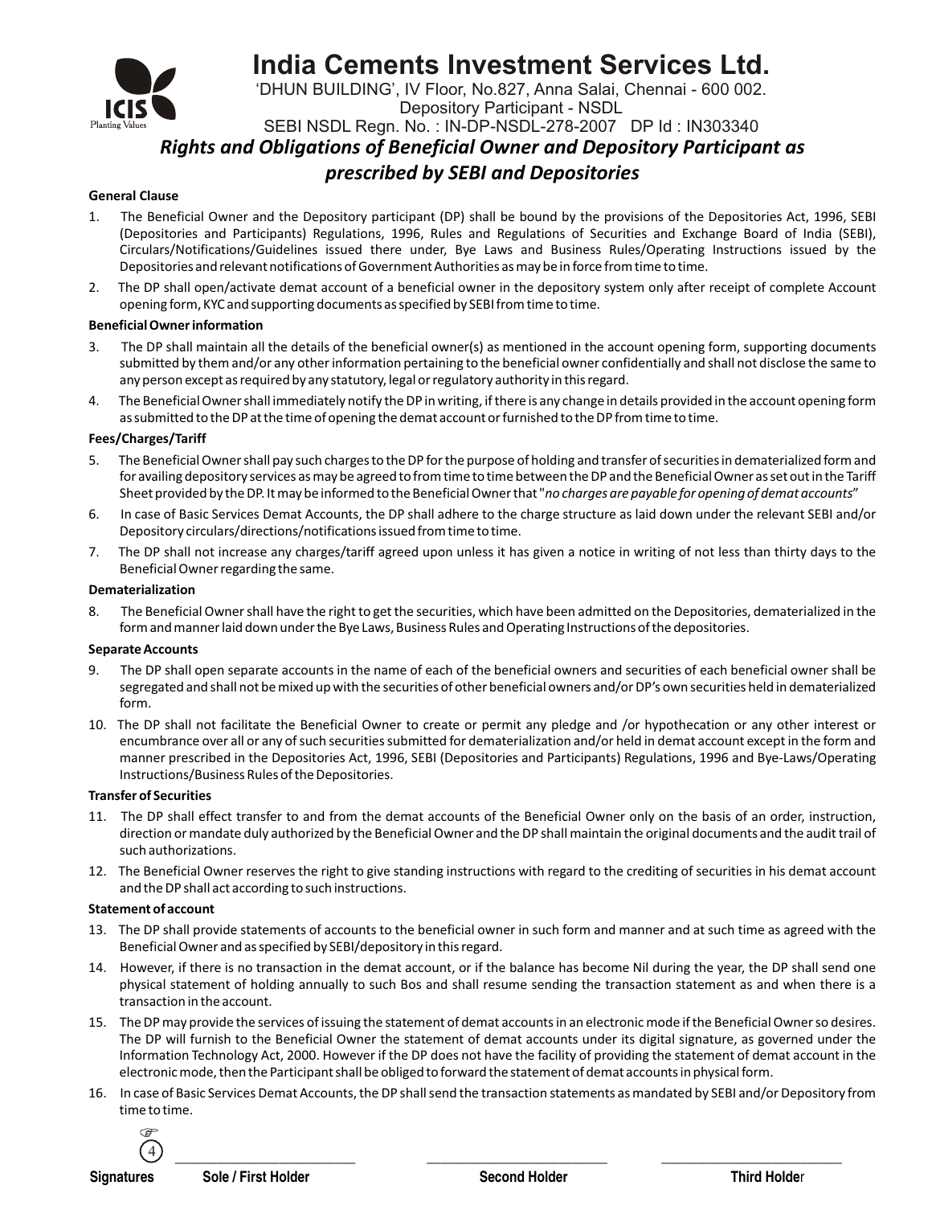# India Cements Investment Services Ltd.

'DHUN BUILDING', IV Floor, No.827, Anna Salai, Chennai - 600 002.

Depository Participant - NSDL

SEBI NSDL Regn. No. : IN-DP-NSDL-278-2007 DP Id : IN303340

## *Rights and Obligations of Beneficial Owner and Depository Participant as prescribed by SEBI and Depositories*

**General Clause**

1. The Beneficial Owner and the Depository participant (DP) shall be bound by the provisions of the Depositories Act, 1996, SEBI (Depositories and Participants) Regulations, 1996, Rules and Regulations of Securities and Exchange Board of India (SEBI), Circulars/Notifications/Guidelines issued there under, Bye Laws and Business Rules/Operating Instructions issued by the Depositories and relevant notifications of Government Authorities as may be in force from time to time.
2. The DP shall open/activate demat account of a beneficial owner in the depository system only after receipt of complete Account opening form, KYC and supporting documents as specified by SEBI from time to time.

**Beneficial Owner information**

3. The DP shall maintain all the details of the beneficial owner(s) as mentioned in the account opening form, supporting documents submitted by them and/or any other information pertaining to the beneficial owner confidentially and shall not disclose the same to any person except as required by any statutory, legal or regulatory authority in this regard.
4. The Beneficial Owner shall immediately notify the DP in writing, if there is any change in details provided in the account opening form as submitted to the DP at the time of opening the demat account or furnished to the DP from time to time.

**Fees/Charges/Tariff**

5. The Beneficial Owner shall pay such charges to the DP for the purpose of holding and transfer of securities in dematerialized form and for availing depository services as may be agreed to from time to time between the DP and the Beneficial Owner as set out in the Tariff Sheet provided by the DP. It may be informed to the Beneficial Owner that "*no charges are payable for opening of demat accounts*"
6. In case of Basic Services Demat Accounts, the DP shall adhere to the charge structure as laid down under the relevant SEBI and/or Depository circulars/directions/notifications issued from time to time.
7. The DP shall not increase any charges/tariff agreed upon unless it has given a notice in writing of not less than thirty days to the Beneficial Owner regarding the same.

**Dematerialization**

8. The Beneficial Owner shall have the right to get the securities, which have been admitted on the Depositories, dematerialized in the form and manner laid down under the Bye Laws, Business Rules and Operating Instructions of the depositories.

**Separate Accounts**

9. The DP shall open separate accounts in the name of each of the beneficial owners and securities of each beneficial owner shall be segregated and shall not be mixed up with the securities of other beneficial owners and/or DP's own securities held in dematerialized form.
10. The DP shall not facilitate the Beneficial Owner to create or permit any pledge and /or hypothecation or any other interest or encumbrance over all or any of such securities submitted for dematerialization and/or held in demat account except in the form and manner prescribed in the Depositories Act, 1996, SEBI (Depositories and Participants) Regulations, 1996 and Bye-Laws/Operating Instructions/Business Rules of the Depositories.

**Transfer of Securities**

11. The DP shall effect transfer to and from the demat accounts of the Beneficial Owner only on the basis of an order, instruction, direction or mandate duly authorized by the Beneficial Owner and the DP shall maintain the original documents and the audit trail of such authorizations.
12. The Beneficial Owner reserves the right to give standing instructions with regard to the crediting of securities in his demat account and the DP shall act according to such instructions.

**Statement of account**

13. The DP shall provide statements of accounts to the beneficial owner in such form and manner and at such time as agreed with the Beneficial Owner and as specified by SEBI/depository in this regard.
14. However, if there is no transaction in the demat account, or if the balance has become Nil during the year, the DP shall send one physical statement of holding annually to such Bos and shall resume sending the transaction statement as and when there is a transaction in the account.
15. The DP may provide the services of issuing the statement of demat accounts in an electronic mode if the Beneficial Owner so desires. The DP will furnish to the Beneficial Owner the statement of demat accounts under its digital signature, as governed under the Information Technology Act, 2000. However if the DP does not have the facility of providing the statement of demat account in the electronic mode, then the Participant shall be obliged to forward the statement of demat accounts in physical form.
16. In case of Basic Services Demat Accounts, the DP shall send the transaction statements as mandated by SEBI and/or Depository from time to time.

| Signatures | Sole / First Holder | Second Holder | Third Holder |
|---|---|---|---|
| 4 | ______________________ | ______________________ | ______________________ |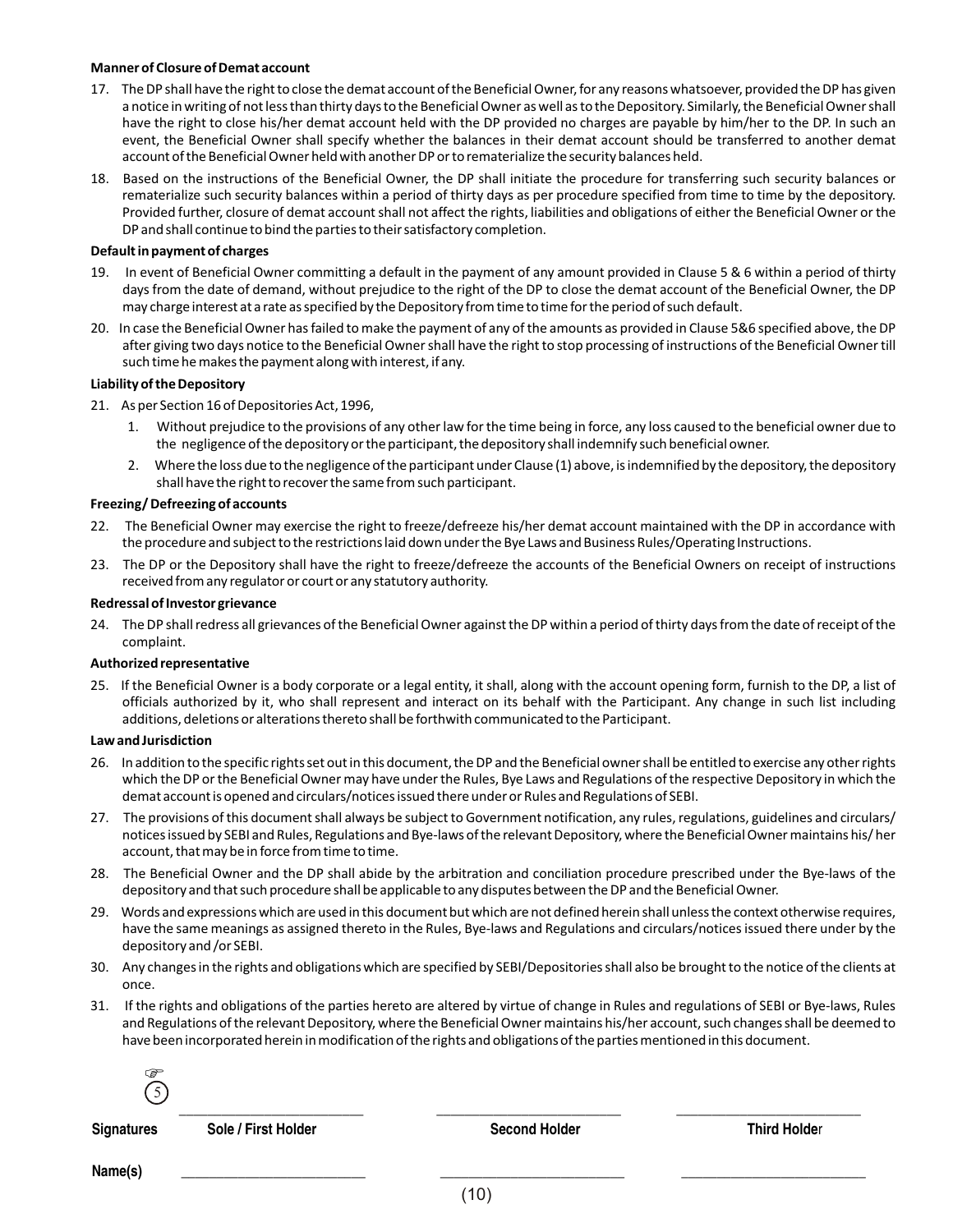**Manner of Closure of Demat account**

17. The DP shall have the right to close the demat account of the Beneficial Owner, for any reasons whatsoever, provided the DP has given a notice in writing of not less than thirty days to the Beneficial Owner as well as to the Depository. Similarly, the Beneficial Owner shall have the right to close his/her demat account held with the DP provided no charges are payable by him/her to the DP. In such an event, the Beneficial Owner shall specify whether the balances in their demat account should be transferred to another demat account of the Beneficial Owner held with another DP or to rematerialize the security balances held.

18. Based on the instructions of the Beneficial Owner, the DP shall initiate the procedure for transferring such security balances or rematerialize such security balances within a period of thirty days as per procedure specified from time to time by the depository. Provided further, closure of demat account shall not affect the rights, liabilities and obligations of either the Beneficial Owner or the DP and shall continue to bind the parties to their satisfactory completion.

**Default in payment of charges**

19. In event of Beneficial Owner committing a default in the payment of any amount provided in Clause 5 & 6 within a period of thirty days from the date of demand, without prejudice to the right of the DP to close the demat account of the Beneficial Owner, the DP may charge interest at a rate as specified by the Depository from time to time for the period of such default.

20. In case the Beneficial Owner has failed to make the payment of any of the amounts as provided in Clause 5&6 specified above, the DP after giving two days notice to the Beneficial Owner shall have the right to stop processing of instructions of the Beneficial Owner till such time he makes the payment along with interest, if any.

**Liability of the Depository**

21. As per Section 16 of Depositories Act, 1996,
    1. Without prejudice to the provisions of any other law for the time being in force, any loss caused to the beneficial owner due to the negligence of the depository or the participant, the depository shall indemnify such beneficial owner.
    2. Where the loss due to the negligence of the participant under Clause (1) above, is indemnified by the depository, the depository shall have the right to recover the same from such participant.

**Freezing/ Defreezing of accounts**

22. The Beneficial Owner may exercise the right to freeze/defreeze his/her demat account maintained with the DP in accordance with the procedure and subject to the restrictions laid down under the Bye Laws and Business Rules/Operating Instructions.

23. The DP or the Depository shall have the right to freeze/defreeze the accounts of the Beneficial Owners on receipt of instructions received from any regulator or court or any statutory authority.

**Redressal of Investor grievance**

24. The DP shall redress all grievances of the Beneficial Owner against the DP within a period of thirty days from the date of receipt of the complaint.

**Authorized representative**

25. If the Beneficial Owner is a body corporate or a legal entity, it shall, along with the account opening form, furnish to the DP, a list of officials authorized by it, who shall represent and interact on its behalf with the Participant. Any change in such list including additions, deletions or alterations thereto shall be forthwith communicated to the Participant.

**Law and Jurisdiction**

26. In addition to the specific rights set out in this document, the DP and the Beneficial owner shall be entitled to exercise any other rights which the DP or the Beneficial Owner may have under the Rules, Bye Laws and Regulations of the respective Depository in which the demat account is opened and circulars/notices issued there under or Rules and Regulations of SEBI.

27. The provisions of this document shall always be subject to Government notification, any rules, regulations, guidelines and circulars/ notices issued by SEBI and Rules, Regulations and Bye-laws of the relevant Depository, where the Beneficial Owner maintains his/ her account, that may be in force from time to time.

28. The Beneficial Owner and the DP shall abide by the arbitration and conciliation procedure prescribed under the Bye-laws of the depository and that such procedure shall be applicable to any disputes between the DP and the Beneficial Owner.

29. Words and expressions which are used in this document but which are not defined herein shall unless the context otherwise requires, have the same meanings as assigned thereto in the Rules, Bye-laws and Regulations and circulars/notices issued there under by the depository and /or SEBI.

30. Any changes in the rights and obligations which are specified by SEBI/Depositories shall also be brought to the notice of the clients at once.

31. If the rights and obligations of the parties hereto are altered by virtue of change in Rules and regulations of SEBI or Bye-laws, Rules and Regulations of the relevant Depository, where the Beneficial Owner maintains his/her account, such changes shall be deemed to have been incorporated herein in modification of the rights and obligations of the parties mentioned in this document.

☞ (5)

| Signatures | Sole / First Holder | Second Holder | Third Holder |
|---|---|---|---|
| Name(s) | | | |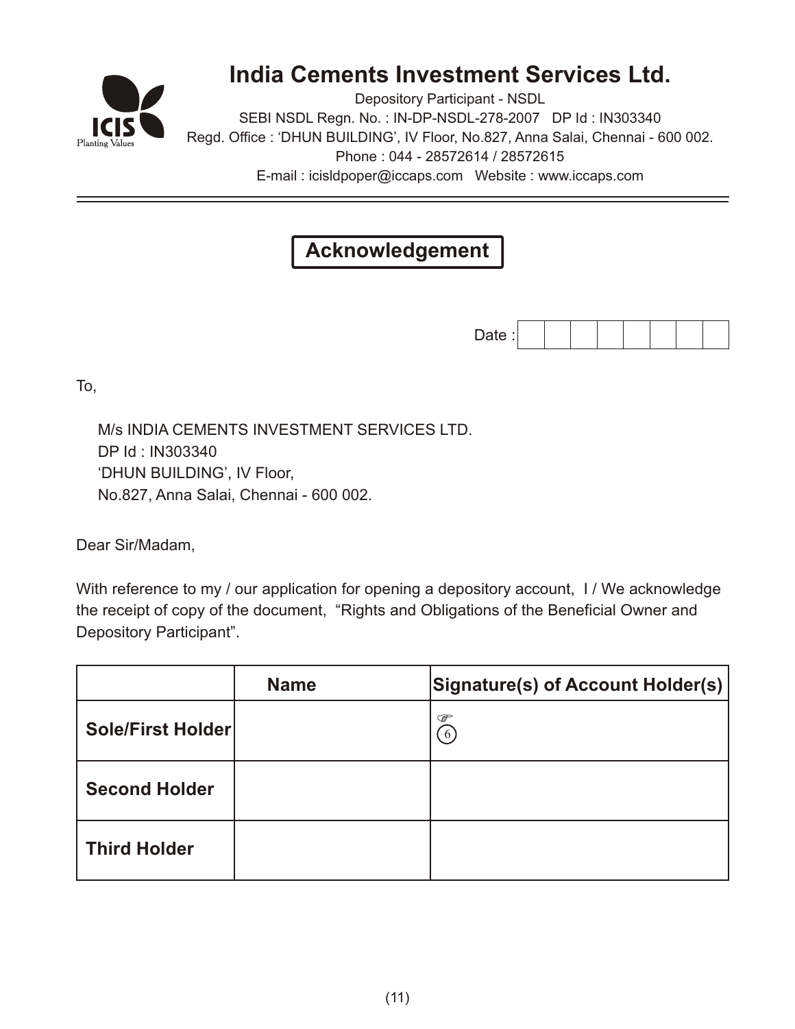# India Cements Investment Services Ltd.

Depository Participant - NSDL

SEBI NSDL Regn. No. : IN-DP-NSDL-278-2007   DP Id : IN303340

Regd. Office : 'DHUN BUILDING', IV Floor, No.827, Anna Salai, Chennai - 600 002.

Phone : 044 - 28572614 / 28572615

E-mail : icisldpoper@iccaps.com   Website : www.iccaps.com

## Acknowledgement

Date : | | | | | | | |

To,

M/s INDIA CEMENTS INVESTMENT SERVICES LTD.
DP Id : IN303340
'DHUN BUILDING', IV Floor,
No.827, Anna Salai, Chennai - 600 002.

Dear Sir/Madam,

With reference to my / our application for opening a depository account, I / We acknowledge the receipt of copy of the document, "Rights and Obligations of the Beneficial Owner and Depository Participant".

| | Name | Signature(s) of Account Holder(s) |
|---|---|---|
| **Sole/First Holder** | | ☞ (6) |
| **Second Holder** | | |
| **Third Holder** | | |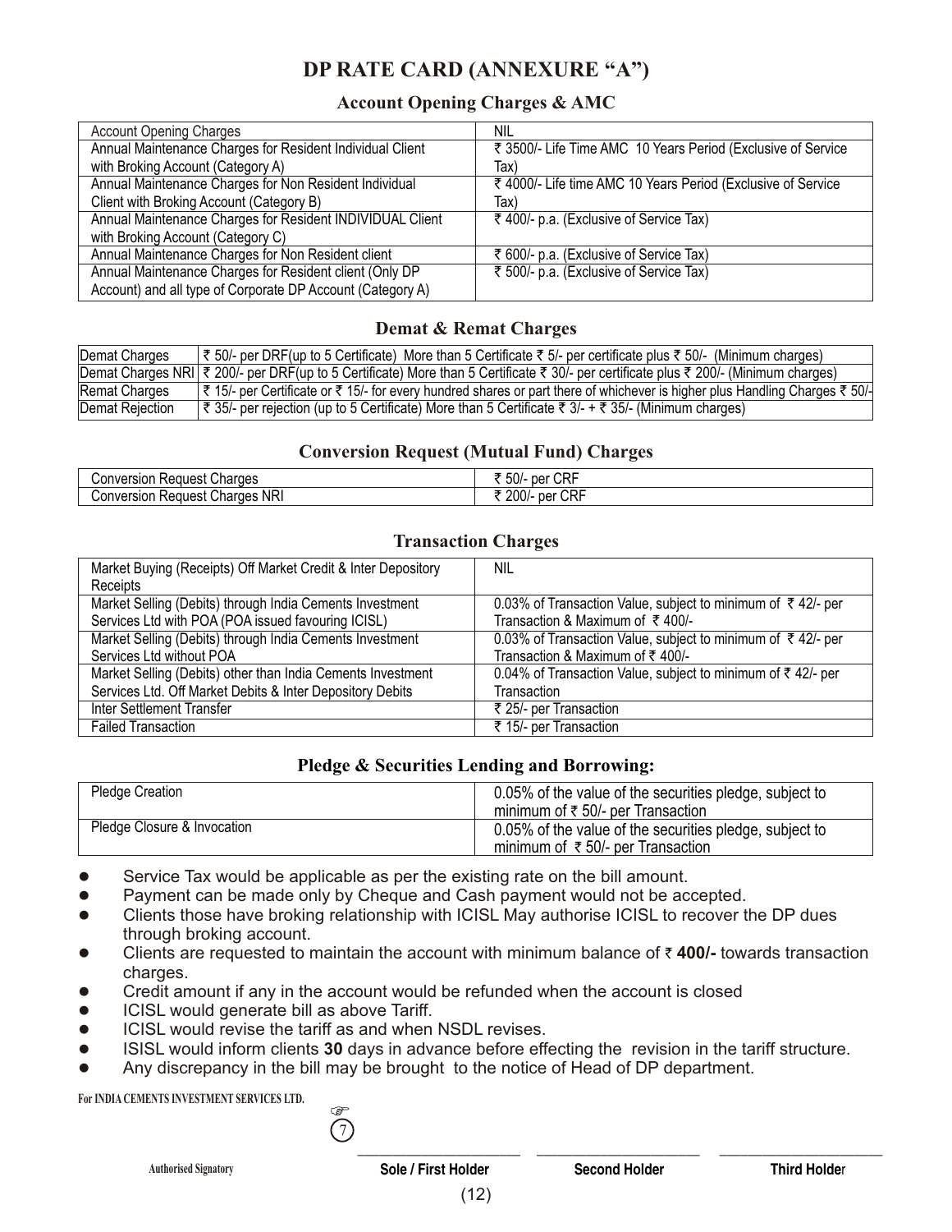# DP RATE CARD (ANNEXURE "A")

## Account Opening Charges & AMC

| Account Opening Charges | NIL |
|---|---|
| Annual Maintenance Charges for Resident Individual Client with Broking Account (Category A) | ₹ 3500/- Life Time AMC 10 Years Period (Exclusive of Service Tax) |
| Annual Maintenance Charges for Non Resident Individual Client with Broking Account (Category B) | ₹ 4000/- Life time AMC 10 Years Period (Exclusive of Service Tax) |
| Annual Maintenance Charges for Resident INDIVIDUAL Client with Broking Account (Category C) | ₹ 400/- p.a. (Exclusive of Service Tax) |
| Annual Maintenance Charges for Non Resident client | ₹ 600/- p.a. (Exclusive of Service Tax) |
| Annual Maintenance Charges for Resident client (Only DP Account) and all type of Corporate DP Account (Category A) | ₹ 500/- p.a. (Exclusive of Service Tax) |

## Demat & Remat Charges

| Demat Charges | ₹ 50/- per DRF(up to 5 Certificate) More than 5 Certificate ₹ 5/- per certificate plus ₹ 50/- (Minimum charges) |
|---|---|
| Demat Charges NRI | ₹ 200/- per DRF(up to 5 Certificate) More than 5 Certificate ₹ 30/- per certificate plus ₹ 200/- (Minimum charges) |
| Remat Charges | ₹ 15/- per Certificate or ₹ 15/- for every hundred shares or part there of whichever is higher plus Handling Charges ₹ 50/- |
| Demat Rejection | ₹ 35/- per rejection (up to 5 Certificate) More than 5 Certificate ₹ 3/- + ₹ 35/- (Minimum charges) |

## Conversion Request (Mutual Fund) Charges

| Conversion Request Charges | ₹ 50/- per CRF |
|---|---|
| Conversion Request Charges NRI | ₹ 200/- per CRF |

## Transaction Charges

| Market Buying (Receipts) Off Market Credit & Inter Depository Receipts | NIL |
|---|---|
| Market Selling (Debits) through India Cements Investment Services Ltd with POA (POA issued favouring ICISL) | 0.03% of Transaction Value, subject to minimum of ₹ 42/- per Transaction & Maximum of ₹ 400/- |
| Market Selling (Debits) through India Cements Investment Services Ltd without POA | 0.03% of Transaction Value, subject to minimum of ₹ 42/- per Transaction & Maximum of ₹ 400/- |
| Market Selling (Debits) other than India Cements Investment Services Ltd. Off Market Debits & Inter Depository Debits | 0.04% of Transaction Value, subject to minimum of ₹ 42/- per Transaction |
| Inter Settlement Transfer | ₹ 25/- per Transaction |
| Failed Transaction | ₹ 15/- per Transaction |

## Pledge & Securities Lending and Borrowing:

| Pledge Creation | 0.05% of the value of the securities pledge, subject to minimum of ₹ 50/- per Transaction |
|---|---|
| Pledge Closure & Invocation | 0.05% of the value of the securities pledge, subject to minimum of ₹ 50/- per Transaction |

- Service Tax would be applicable as per the existing rate on the bill amount.
- Payment can be made only by Cheque and Cash payment would not be accepted.
- Clients those have broking relationship with ICISL May authorise ICISL to recover the DP dues through broking account.
- Clients are requested to maintain the account with minimum balance of ₹ **400/-** towards transaction charges.
- Credit amount if any in the account would be refunded when the account is closed
- ICISL would generate bill as above Tariff.
- ICISL would revise the tariff as and when NSDL revises.
- ISISL would inform clients **30** days in advance before effecting the revision in the tariff structure.
- Any discrepancy in the bill may be brought to the notice of Head of DP department.

For INDIA CEMENTS INVESTMENT SERVICES LTD.

7

Authorised Signatory | Sole / First Holder | Second Holder | Third Holder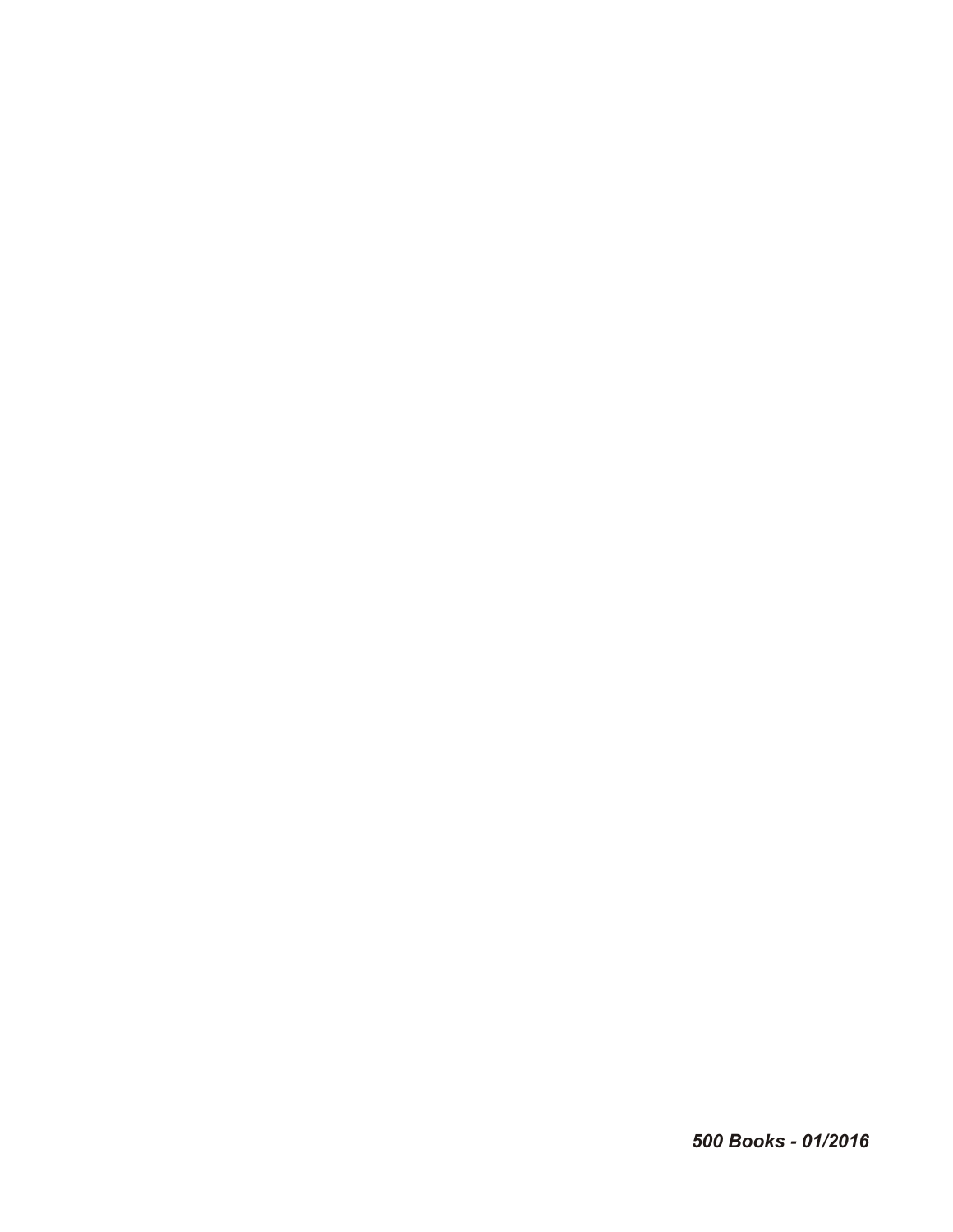*500 Books - 01/2016*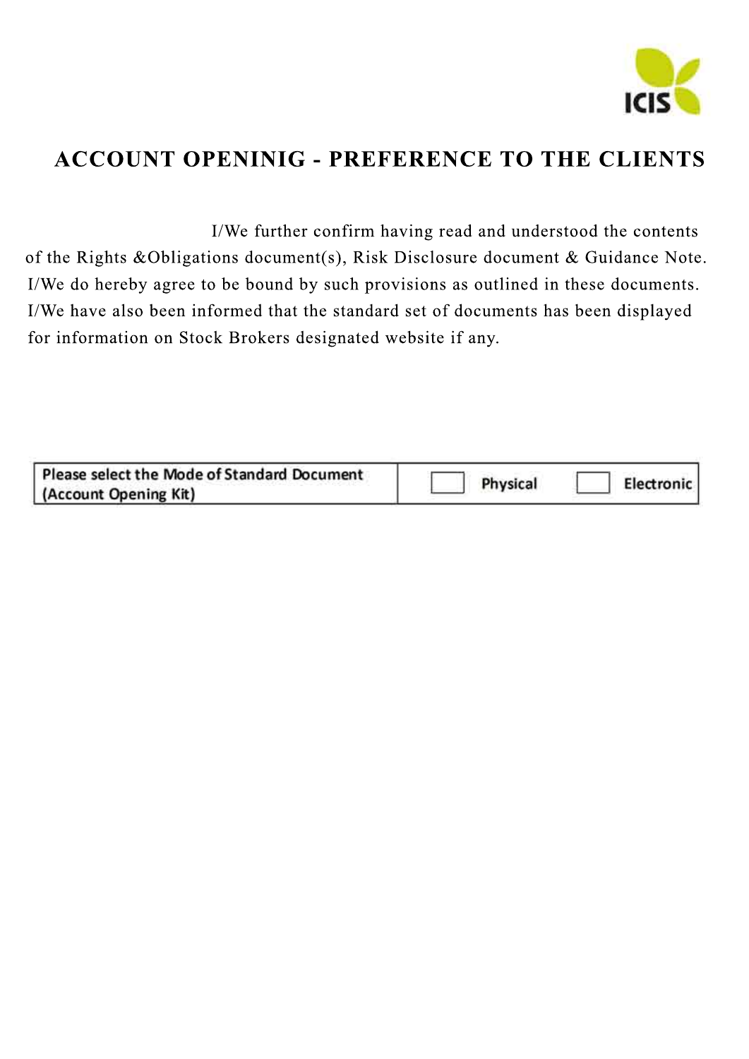# ACCOUNT OPENINIG - PREFERENCE TO THE CLIENTS

I/We further confirm having read and understood the contents of the Rights &Obligations document(s), Risk Disclosure document & Guidance Note. I/We do hereby agree to be bound by such provisions as outlined in these documents. I/We have also been informed that the standard set of documents has been displayed for information on Stock Brokers designated website if any.

| | | |
|---|---|---|
| Please select the Mode of Standard Document (Account Opening Kit) | ☐ Physical | ☐ Electronic |